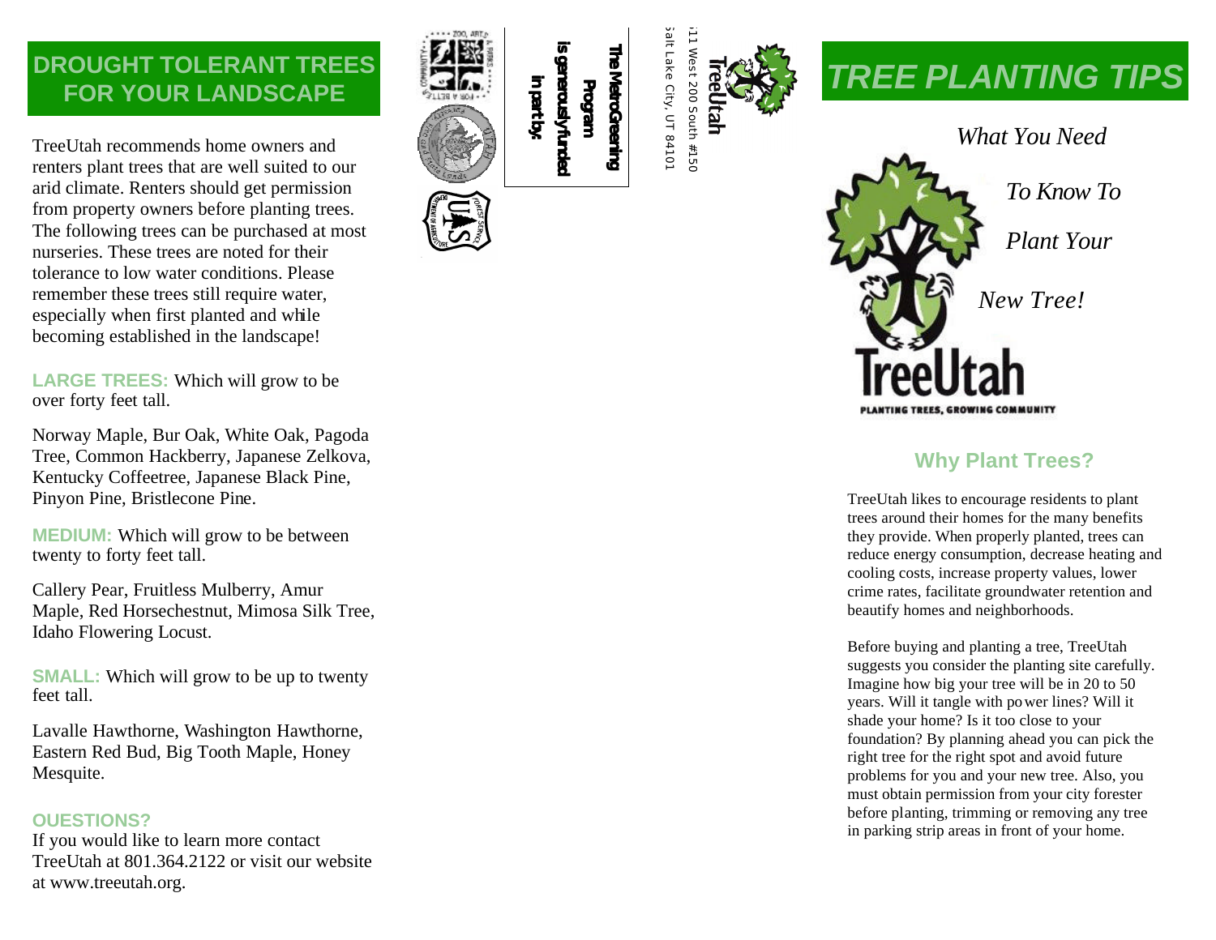# DROUGHT TOLERANT TREES FOR YOUR LANDSCAPE

TreeUtah recommends home owners and renters plant trees that are well suited to our arid climate. Renters should get permission from property owners before planting trees. The following trees can be purchased at most nurseries. These trees are noted for their tolerance to low water conditions. Please remember these trees still require water, especially when first planted and while becoming established in the landscape!

**LARGE TREES:** Which will grow to be over forty feet tall.

Norway Maple, Bur Oak, White Oak, Pagoda Tree, Common Hackberry, Japanese Zelkova, Kentucky Coffeetree, Japanese Black Pine, Pinyon Pine, Bristlecone Pine.

**MEDIUM:** Which will grow to be between twenty to forty feet tall.

Callery Pear, Fruitless Mulberry, Amur Maple, Red Horsechestnut, Mimosa Silk Tree, Idaho Flowering Locust.

**SMALL:** Which will grow to be up to twenty feet tall.

Lavalle Hawthorne, Washington Hawthorne, Eastern Red Bud, Big Tooth Maple, Honey Mesquite.

**OUESTIONS?**

If you would like to learn more contact TreeUtah at 801.364.2122 or visit our website at www.treeutah.org.

The MetroGreening Program is generously funded in part by:

TreeUtah
:11 West 200 South #150
Salt Lake City, UT 84101

# TREE PLANTING TIPS

*What You Need To Know To Plant Your New Tree!*

TreeUtah
PLANTING TREES, GROWING COMMUNITY

## Why Plant Trees?

TreeUtah likes to encourage residents to plant trees around their homes for the many benefits they provide. When properly planted, trees can reduce energy consumption, decrease heating and cooling costs, increase property values, lower crime rates, facilitate groundwater retention and beautify homes and neighborhoods.

Before buying and planting a tree, TreeUtah suggests you consider the planting site carefully. Imagine how big your tree will be in 20 to 50 years. Will it tangle with power lines? Will it shade your home? Is it too close to your foundation? By planning ahead you can pick the right tree for the right spot and avoid future problems for you and your new tree. Also, you must obtain permission from your city forester before planting, trimming or removing any tree in parking strip areas in front of your home.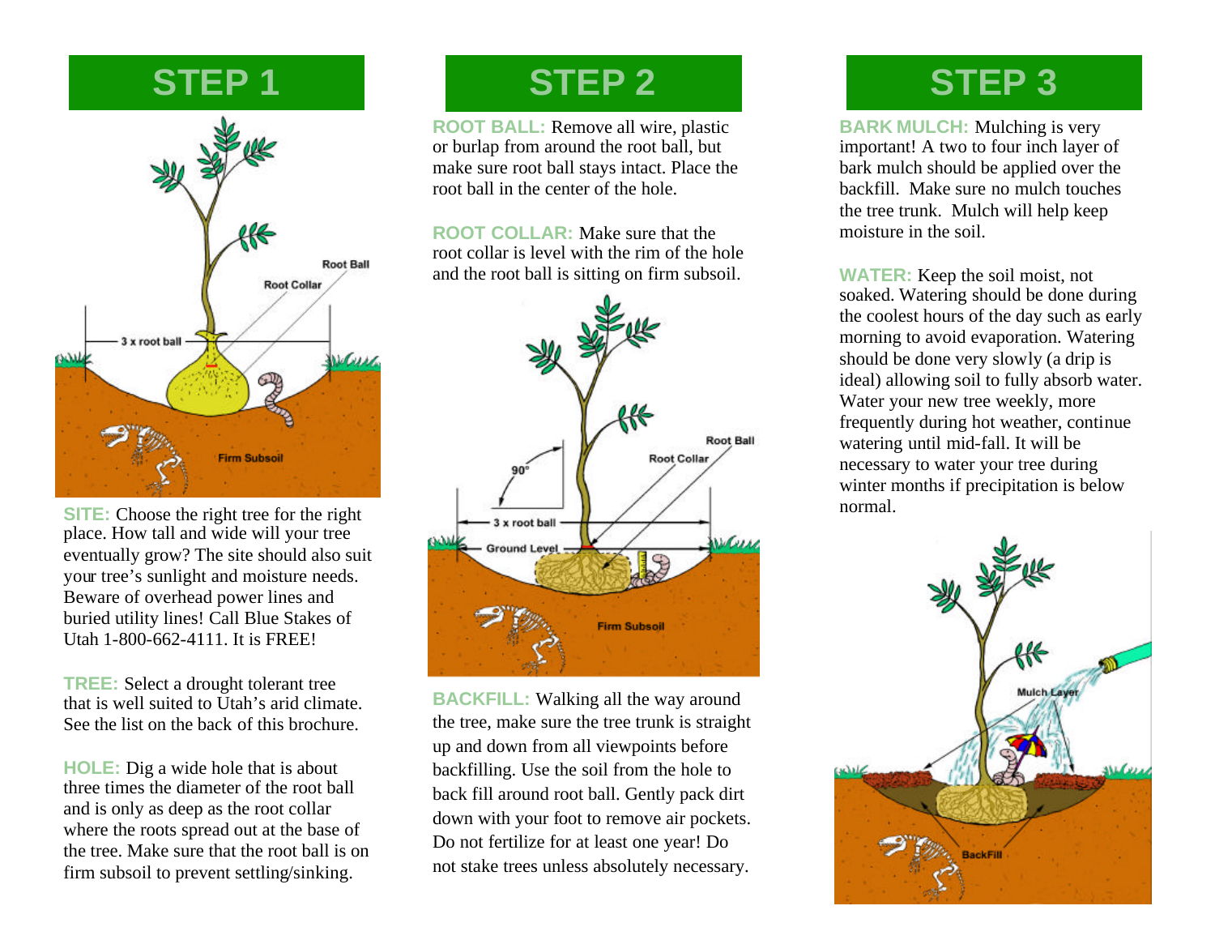## STEP 1

Root Ball

Root Collar

3 x root ball

Firm Subsoil

**SITE:** Choose the right tree for the right place. How tall and wide will your tree eventually grow? The site should also suit your tree's sunlight and moisture needs. Beware of overhead power lines and buried utility lines! Call Blue Stakes of Utah 1-800-662-4111. It is FREE!

**TREE:** Select a drought tolerant tree that is well suited to Utah's arid climate. See the list on the back of this brochure.

**HOLE:** Dig a wide hole that is about three times the diameter of the root ball and is only as deep as the root collar where the roots spread out at the base of the tree. Make sure that the root ball is on firm subsoil to prevent settling/sinking.

## STEP 2

**ROOT BALL:** Remove all wire, plastic or burlap from around the root ball, but make sure root ball stays intact. Place the root ball in the center of the hole.

**ROOT COLLAR:** Make sure that the root collar is level with the rim of the hole and the root ball is sitting on firm subsoil.

90°

Root Ball

Root Collar

3 x root ball

Ground Level

Firm Subsoil

**BACKFILL:** Walking all the way around the tree, make sure the tree trunk is straight up and down from all viewpoints before backfilling. Use the soil from the hole to back fill around root ball. Gently pack dirt down with your foot to remove air pockets. Do not fertilize for at least one year! Do not stake trees unless absolutely necessary.

## STEP 3

**BARK MULCH:** Mulching is very important! A two to four inch layer of bark mulch should be applied over the backfill. Make sure no mulch touches the tree trunk. Mulch will help keep moisture in the soil.

**WATER:** Keep the soil moist, not soaked. Watering should be done during the coolest hours of the day such as early morning to avoid evaporation. Watering should be done very slowly (a drip is ideal) allowing soil to fully absorb water. Water your new tree weekly, more frequently during hot weather, continue watering until mid-fall. It will be necessary to water your tree during winter months if precipitation is below normal.

Mulch Layer

BackFill